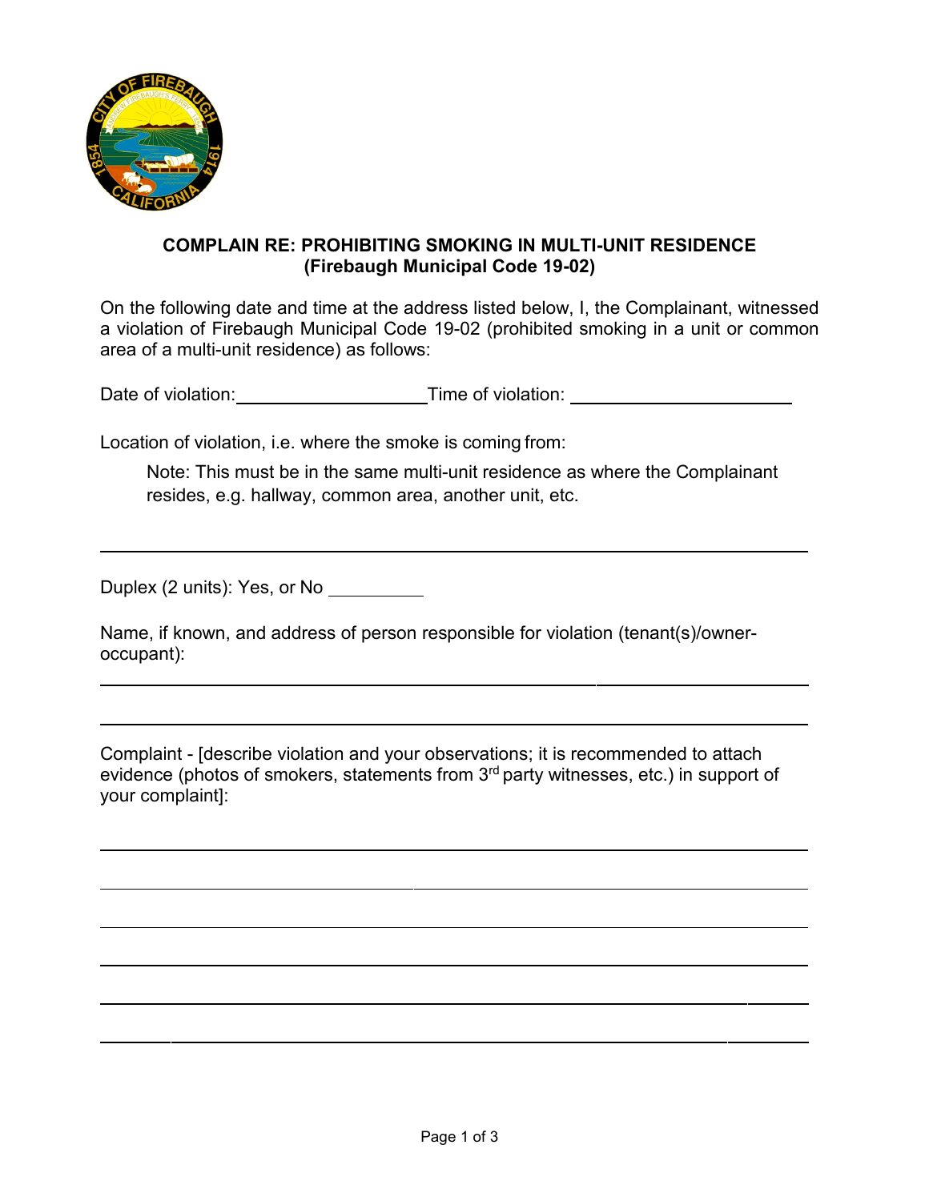**COMPLAIN RE: PROHIBITING SMOKING IN MULTI-UNIT RESIDENCE**
**(Firebaugh Municipal Code 19-02)**

On the following date and time at the address listed below, I, the Complainant, witnessed a violation of Firebaugh Municipal Code 19-02 (prohibited smoking in a unit or common area of a multi-unit residence) as follows:

Date of violation: ____________________ Time of violation: ______________________

Location of violation, i.e. where the smoke is coming from:

> Note: This must be in the same multi-unit residence as where the Complainant resides, e.g. hallway, common area, another unit, etc.

______________________________________________________________________

Duplex (2 units): Yes, or No __________

Name, if known, and address of person responsible for violation (tenant(s)/owner-occupant):

______________________________________________________________________

______________________________________________________________________

Complaint - [describe violation and your observations; it is recommended to attach evidence (photos of smokers, statements from 3rd party witnesses, etc.) in support of your complaint]:

______________________________________________________________________

______________________________________________________________________

______________________________________________________________________

______________________________________________________________________

______________________________________________________________________

______________________________________________________________________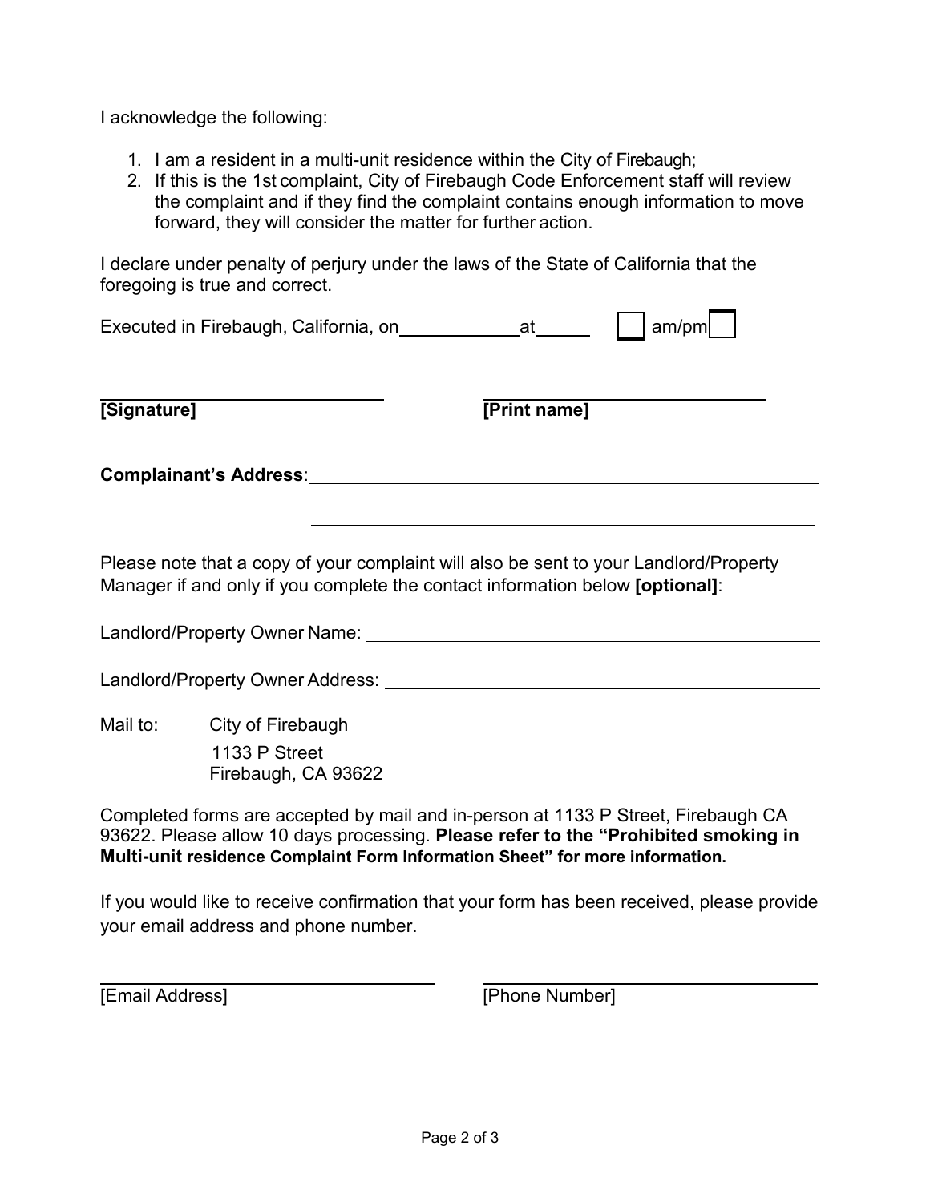I acknowledge the following:

1. I am a resident in a multi-unit residence within the City of Firebaugh;
2. If this is the 1st complaint, City of Firebaugh Code Enforcement staff will review the complaint and if they find the complaint contains enough information to move forward, they will consider the matter for further action.

I declare under penalty of perjury under the laws of the State of California that the foregoing is true and correct.

Executed in Firebaugh, California, on ____________ at _____ ☐ am/pm ☐

______________________________ ______________________________

**[Signature]** **[Print name]**

**Complainant's Address**: ______________________________________________

______________________________________________

Please note that a copy of your complaint will also be sent to your Landlord/Property Manager if and only if you complete the contact information below **[optional]**:

Landlord/Property Owner Name: ______________________________________

Landlord/Property Owner Address: ____________________________________

Mail to: City of Firebaugh
1133 P Street
Firebaugh, CA 93622

Completed forms are accepted by mail and in-person at 1133 P Street, Firebaugh CA 93622. Please allow 10 days processing. **Please refer to the "Prohibited smoking in Multi-unit residence Complaint Form Information Sheet" for more information.**

If you would like to receive confirmation that your form has been received, please provide your email address and phone number.

______________________________ ______________________________

[Email Address] [Phone Number]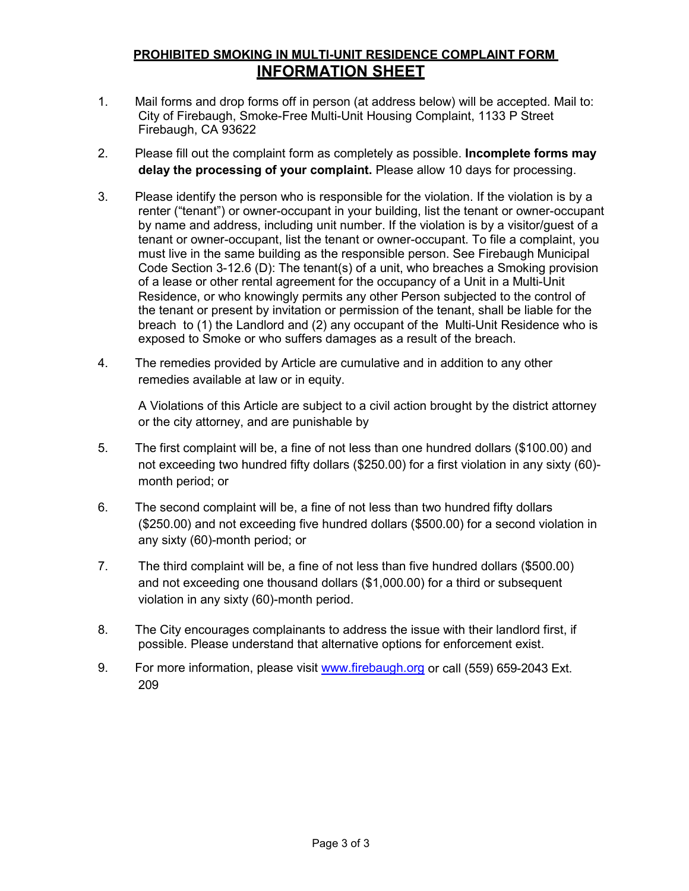## PROHIBITED SMOKING IN MULTI-UNIT RESIDENCE COMPLAINT FORM

# INFORMATION SHEET

1. Mail forms and drop forms off in person (at address below) will be accepted. Mail to: City of Firebaugh, Smoke-Free Multi-Unit Housing Complaint, 1133 P Street Firebaugh, CA 93622

2. Please fill out the complaint form as completely as possible. **Incomplete forms may delay the processing of your complaint.** Please allow 10 days for processing.

3. Please identify the person who is responsible for the violation. If the violation is by a renter ("tenant") or owner-occupant in your building, list the tenant or owner-occupant by name and address, including unit number. If the violation is by a visitor/guest of a tenant or owner-occupant, list the tenant or owner-occupant. To file a complaint, you must live in the same building as the responsible person. See Firebaugh Municipal Code Section 3-12.6 (D): The tenant(s) of a unit, who breaches a Smoking provision of a lease or other rental agreement for the occupancy of a Unit in a Multi-Unit Residence, or who knowingly permits any other Person subjected to the control of the tenant or present by invitation or permission of the tenant, shall be liable for the breach to (1) the Landlord and (2) any occupant of the Multi-Unit Residence who is exposed to Smoke or who suffers damages as a result of the breach.

4. The remedies provided by Article are cumulative and in addition to any other remedies available at law or in equity.

   A Violations of this Article are subject to a civil action brought by the district attorney or the city attorney, and are punishable by

5. The first complaint will be, a fine of not less than one hundred dollars ($100.00) and not exceeding two hundred fifty dollars ($250.00) for a first violation in any sixty (60)-month period; or

6. The second complaint will be, a fine of not less than two hundred fifty dollars ($250.00) and not exceeding five hundred dollars ($500.00) for a second violation in any sixty (60)-month period; or

7. The third complaint will be, a fine of not less than five hundred dollars ($500.00) and not exceeding one thousand dollars ($1,000.00) for a third or subsequent violation in any sixty (60)-month period.

8. The City encourages complainants to address the issue with their landlord first, if possible. Please understand that alternative options for enforcement exist.

9. For more information, please visit [www.firebaugh.org](http://www.firebaugh.org) or call (559) 659-2043 Ext. 209